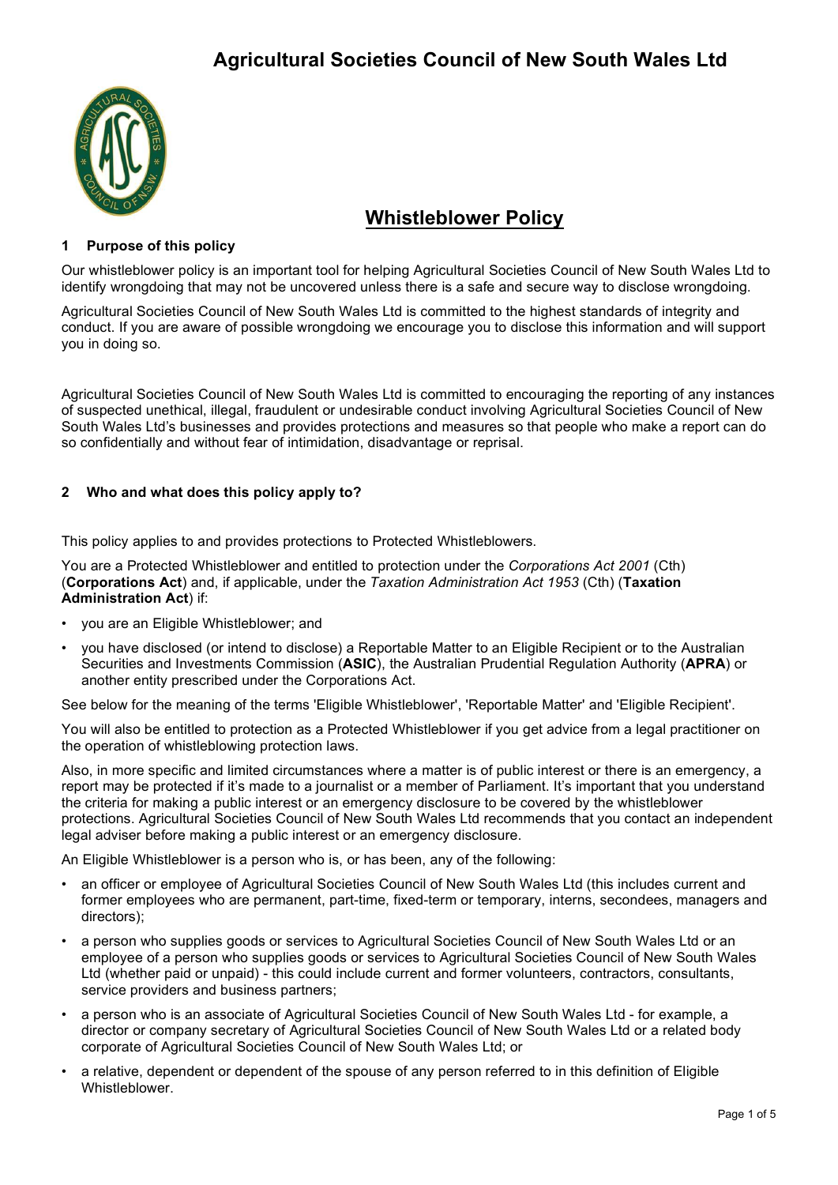# Agricultural Societies Council of New South Wales Ltd

## Whistleblower Policy

### 1 Purpose of this policy

Our whistleblower policy is an important tool for helping Agricultural Societies Council of New South Wales Ltd to identify wrongdoing that may not be uncovered unless there is a safe and secure way to disclose wrongdoing.

Agricultural Societies Council of New South Wales Ltd is committed to the highest standards of integrity and conduct. If you are aware of possible wrongdoing we encourage you to disclose this information and will support you in doing so.

Agricultural Societies Council of New South Wales Ltd is committed to encouraging the reporting of any instances of suspected unethical, illegal, fraudulent or undesirable conduct involving Agricultural Societies Council of New South Wales Ltd's businesses and provides protections and measures so that people who make a report can do so confidentially and without fear of intimidation, disadvantage or reprisal.

### 2 Who and what does this policy apply to?

This policy applies to and provides protections to Protected Whistleblowers.

You are a Protected Whistleblower and entitled to protection under the *Corporations Act 2001* (Cth) (**Corporations Act**) and, if applicable, under the *Taxation Administration Act 1953* (Cth) (**Taxation Administration Act**) if:

- you are an Eligible Whistleblower; and
- you have disclosed (or intend to disclose) a Reportable Matter to an Eligible Recipient or to the Australian Securities and Investments Commission (**ASIC**), the Australian Prudential Regulation Authority (**APRA**) or another entity prescribed under the Corporations Act.

See below for the meaning of the terms 'Eligible Whistleblower', 'Reportable Matter' and 'Eligible Recipient'.

You will also be entitled to protection as a Protected Whistleblower if you get advice from a legal practitioner on the operation of whistleblowing protection laws.

Also, in more specific and limited circumstances where a matter is of public interest or there is an emergency, a report may be protected if it's made to a journalist or a member of Parliament. It's important that you understand the criteria for making a public interest or an emergency disclosure to be covered by the whistleblower protections. Agricultural Societies Council of New South Wales Ltd recommends that you contact an independent legal adviser before making a public interest or an emergency disclosure.

An Eligible Whistleblower is a person who is, or has been, any of the following:

- an officer or employee of Agricultural Societies Council of New South Wales Ltd (this includes current and former employees who are permanent, part-time, fixed-term or temporary, interns, secondees, managers and directors);
- a person who supplies goods or services to Agricultural Societies Council of New South Wales Ltd or an employee of a person who supplies goods or services to Agricultural Societies Council of New South Wales Ltd (whether paid or unpaid) - this could include current and former volunteers, contractors, consultants, service providers and business partners;
- a person who is an associate of Agricultural Societies Council of New South Wales Ltd - for example, a director or company secretary of Agricultural Societies Council of New South Wales Ltd or a related body corporate of Agricultural Societies Council of New South Wales Ltd; or
- a relative, dependent or dependent of the spouse of any person referred to in this definition of Eligible Whistleblower.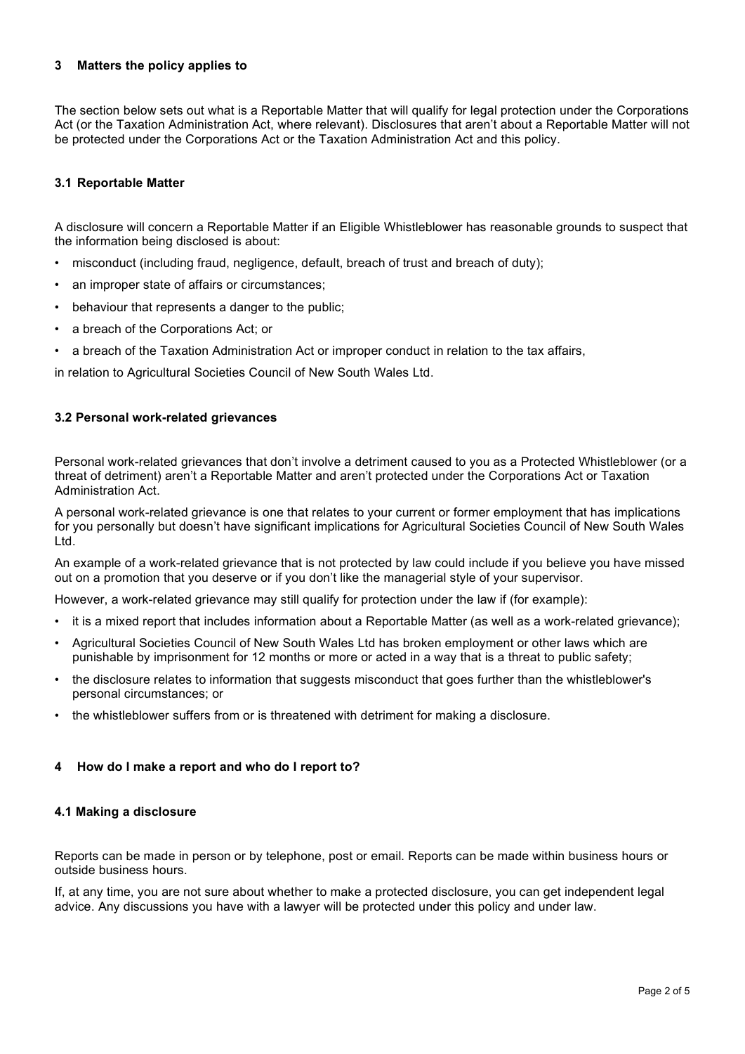## 3 Matters the policy applies to

The section below sets out what is a Reportable Matter that will qualify for legal protection under the Corporations Act (or the Taxation Administration Act, where relevant). Disclosures that aren't about a Reportable Matter will not be protected under the Corporations Act or the Taxation Administration Act and this policy.

### 3.1 Reportable Matter

A disclosure will concern a Reportable Matter if an Eligible Whistleblower has reasonable grounds to suspect that the information being disclosed is about:

- misconduct (including fraud, negligence, default, breach of trust and breach of duty);
- an improper state of affairs or circumstances;
- behaviour that represents a danger to the public;
- a breach of the Corporations Act; or
- a breach of the Taxation Administration Act or improper conduct in relation to the tax affairs,

in relation to Agricultural Societies Council of New South Wales Ltd.

### 3.2 Personal work-related grievances

Personal work-related grievances that don't involve a detriment caused to you as a Protected Whistleblower (or a threat of detriment) aren't a Reportable Matter and aren't protected under the Corporations Act or Taxation Administration Act.

A personal work-related grievance is one that relates to your current or former employment that has implications for you personally but doesn't have significant implications for Agricultural Societies Council of New South Wales Ltd.

An example of a work-related grievance that is not protected by law could include if you believe you have missed out on a promotion that you deserve or if you don't like the managerial style of your supervisor.

However, a work-related grievance may still qualify for protection under the law if (for example):

- it is a mixed report that includes information about a Reportable Matter (as well as a work-related grievance);
- Agricultural Societies Council of New South Wales Ltd has broken employment or other laws which are punishable by imprisonment for 12 months or more or acted in a way that is a threat to public safety;
- the disclosure relates to information that suggests misconduct that goes further than the whistleblower's personal circumstances; or
- the whistleblower suffers from or is threatened with detriment for making a disclosure.

## 4 How do I make a report and who do I report to?

### 4.1 Making a disclosure

Reports can be made in person or by telephone, post or email. Reports can be made within business hours or outside business hours.

If, at any time, you are not sure about whether to make a protected disclosure, you can get independent legal advice. Any discussions you have with a lawyer will be protected under this policy and under law.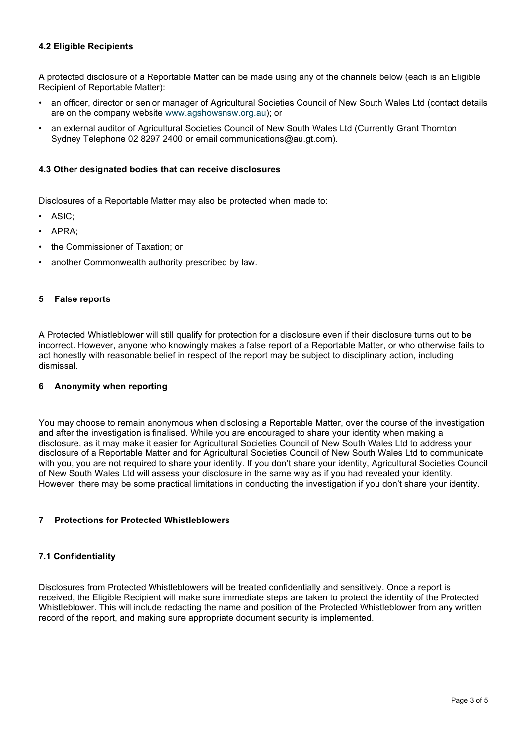### 4.2 Eligible Recipients

A protected disclosure of a Reportable Matter can be made using any of the channels below (each is an Eligible Recipient of Reportable Matter):

- an officer, director or senior manager of Agricultural Societies Council of New South Wales Ltd (contact details are on the company website www.agshowsnsw.org.au); or
- an external auditor of Agricultural Societies Council of New South Wales Ltd (Currently Grant Thornton Sydney Telephone 02 8297 2400 or email communications@au.gt.com).

### 4.3 Other designated bodies that can receive disclosures

Disclosures of a Reportable Matter may also be protected when made to:

- ASIC;
- APRA;
- the Commissioner of Taxation; or
- another Commonwealth authority prescribed by law.

## 5 False reports

A Protected Whistleblower will still qualify for protection for a disclosure even if their disclosure turns out to be incorrect. However, anyone who knowingly makes a false report of a Reportable Matter, or who otherwise fails to act honestly with reasonable belief in respect of the report may be subject to disciplinary action, including dismissal.

## 6 Anonymity when reporting

You may choose to remain anonymous when disclosing a Reportable Matter, over the course of the investigation and after the investigation is finalised. While you are encouraged to share your identity when making a disclosure, as it may make it easier for Agricultural Societies Council of New South Wales Ltd to address your disclosure of a Reportable Matter and for Agricultural Societies Council of New South Wales Ltd to communicate with you, you are not required to share your identity. If you don't share your identity, Agricultural Societies Council of New South Wales Ltd will assess your disclosure in the same way as if you had revealed your identity. However, there may be some practical limitations in conducting the investigation if you don't share your identity.

## 7 Protections for Protected Whistleblowers

### 7.1 Confidentiality

Disclosures from Protected Whistleblowers will be treated confidentially and sensitively. Once a report is received, the Eligible Recipient will make sure immediate steps are taken to protect the identity of the Protected Whistleblower. This will include redacting the name and position of the Protected Whistleblower from any written record of the report, and making sure appropriate document security is implemented.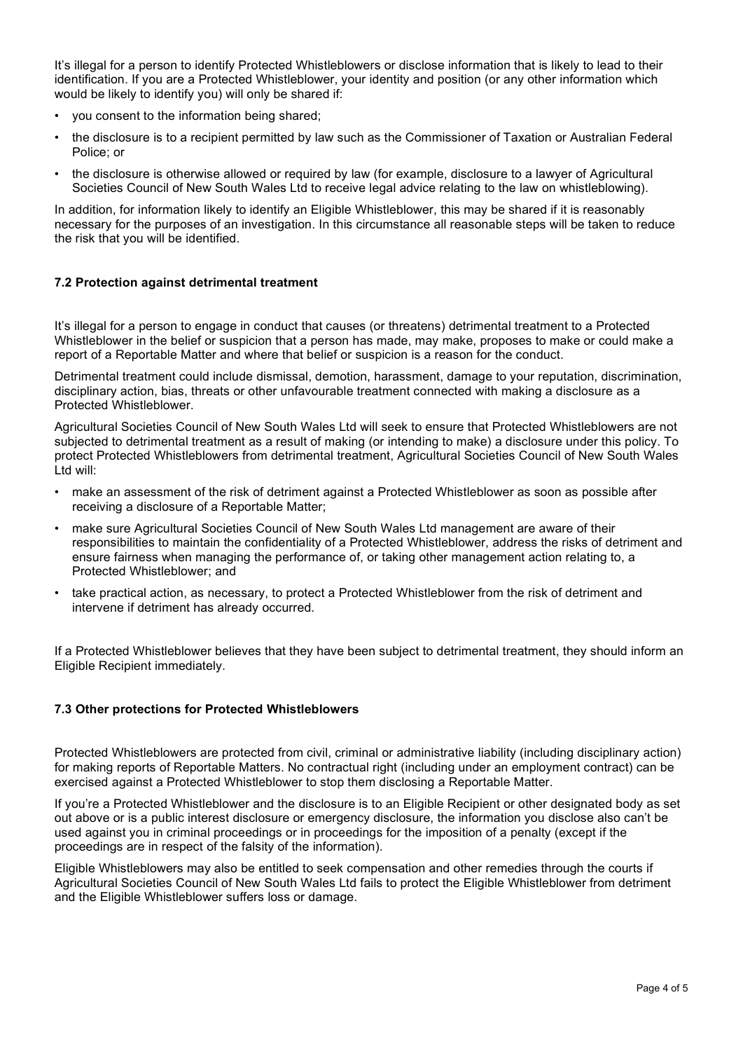It's illegal for a person to identify Protected Whistleblowers or disclose information that is likely to lead to their identification. If you are a Protected Whistleblower, your identity and position (or any other information which would be likely to identify you) will only be shared if:

- you consent to the information being shared;
- the disclosure is to a recipient permitted by law such as the Commissioner of Taxation or Australian Federal Police; or
- the disclosure is otherwise allowed or required by law (for example, disclosure to a lawyer of Agricultural Societies Council of New South Wales Ltd to receive legal advice relating to the law on whistleblowing).

In addition, for information likely to identify an Eligible Whistleblower, this may be shared if it is reasonably necessary for the purposes of an investigation. In this circumstance all reasonable steps will be taken to reduce the risk that you will be identified.

### 7.2 Protection against detrimental treatment

It's illegal for a person to engage in conduct that causes (or threatens) detrimental treatment to a Protected Whistleblower in the belief or suspicion that a person has made, may make, proposes to make or could make a report of a Reportable Matter and where that belief or suspicion is a reason for the conduct.

Detrimental treatment could include dismissal, demotion, harassment, damage to your reputation, discrimination, disciplinary action, bias, threats or other unfavourable treatment connected with making a disclosure as a Protected Whistleblower.

Agricultural Societies Council of New South Wales Ltd will seek to ensure that Protected Whistleblowers are not subjected to detrimental treatment as a result of making (or intending to make) a disclosure under this policy. To protect Protected Whistleblowers from detrimental treatment, Agricultural Societies Council of New South Wales Ltd will:

- make an assessment of the risk of detriment against a Protected Whistleblower as soon as possible after receiving a disclosure of a Reportable Matter;
- make sure Agricultural Societies Council of New South Wales Ltd management are aware of their responsibilities to maintain the confidentiality of a Protected Whistleblower, address the risks of detriment and ensure fairness when managing the performance of, or taking other management action relating to, a Protected Whistleblower; and
- take practical action, as necessary, to protect a Protected Whistleblower from the risk of detriment and intervene if detriment has already occurred.

If a Protected Whistleblower believes that they have been subject to detrimental treatment, they should inform an Eligible Recipient immediately.

### 7.3 Other protections for Protected Whistleblowers

Protected Whistleblowers are protected from civil, criminal or administrative liability (including disciplinary action) for making reports of Reportable Matters. No contractual right (including under an employment contract) can be exercised against a Protected Whistleblower to stop them disclosing a Reportable Matter.

If you're a Protected Whistleblower and the disclosure is to an Eligible Recipient or other designated body as set out above or is a public interest disclosure or emergency disclosure, the information you disclose also can't be used against you in criminal proceedings or in proceedings for the imposition of a penalty (except if the proceedings are in respect of the falsity of the information).

Eligible Whistleblowers may also be entitled to seek compensation and other remedies through the courts if Agricultural Societies Council of New South Wales Ltd fails to protect the Eligible Whistleblower from detriment and the Eligible Whistleblower suffers loss or damage.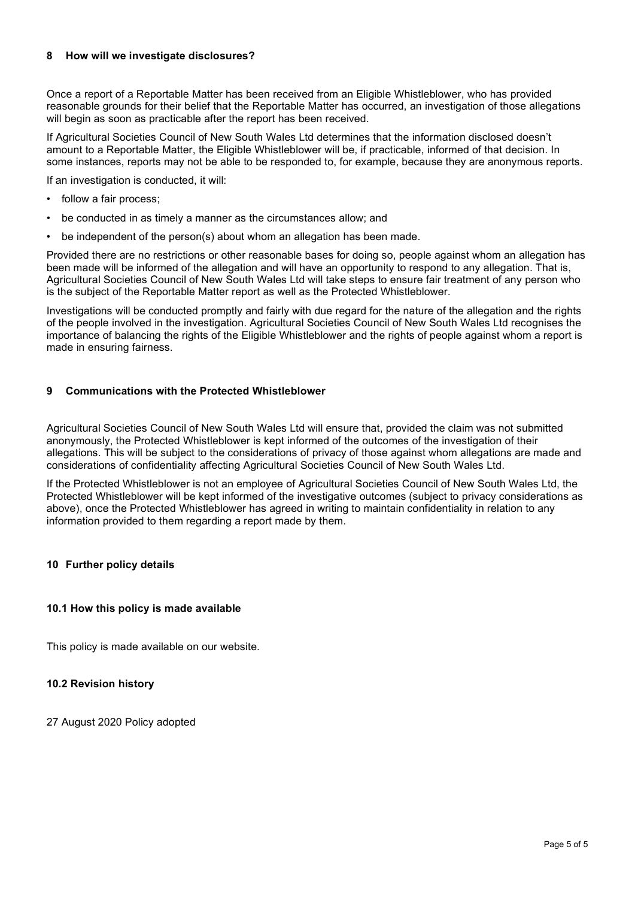## 8 How will we investigate disclosures?

Once a report of a Reportable Matter has been received from an Eligible Whistleblower, who has provided reasonable grounds for their belief that the Reportable Matter has occurred, an investigation of those allegations will begin as soon as practicable after the report has been received.

If Agricultural Societies Council of New South Wales Ltd determines that the information disclosed doesn't amount to a Reportable Matter, the Eligible Whistleblower will be, if practicable, informed of that decision. In some instances, reports may not be able to be responded to, for example, because they are anonymous reports.

If an investigation is conducted, it will:

- follow a fair process;
- be conducted in as timely a manner as the circumstances allow; and
- be independent of the person(s) about whom an allegation has been made.

Provided there are no restrictions or other reasonable bases for doing so, people against whom an allegation has been made will be informed of the allegation and will have an opportunity to respond to any allegation. That is, Agricultural Societies Council of New South Wales Ltd will take steps to ensure fair treatment of any person who is the subject of the Reportable Matter report as well as the Protected Whistleblower.

Investigations will be conducted promptly and fairly with due regard for the nature of the allegation and the rights of the people involved in the investigation. Agricultural Societies Council of New South Wales Ltd recognises the importance of balancing the rights of the Eligible Whistleblower and the rights of people against whom a report is made in ensuring fairness.

## 9 Communications with the Protected Whistleblower

Agricultural Societies Council of New South Wales Ltd will ensure that, provided the claim was not submitted anonymously, the Protected Whistleblower is kept informed of the outcomes of the investigation of their allegations. This will be subject to the considerations of privacy of those against whom allegations are made and considerations of confidentiality affecting Agricultural Societies Council of New South Wales Ltd.

If the Protected Whistleblower is not an employee of Agricultural Societies Council of New South Wales Ltd, the Protected Whistleblower will be kept informed of the investigative outcomes (subject to privacy considerations as above), once the Protected Whistleblower has agreed in writing to maintain confidentiality in relation to any information provided to them regarding a report made by them.

## 10 Further policy details

### 10.1 How this policy is made available

This policy is made available on our website.

### 10.2 Revision history

27 August 2020 Policy adopted